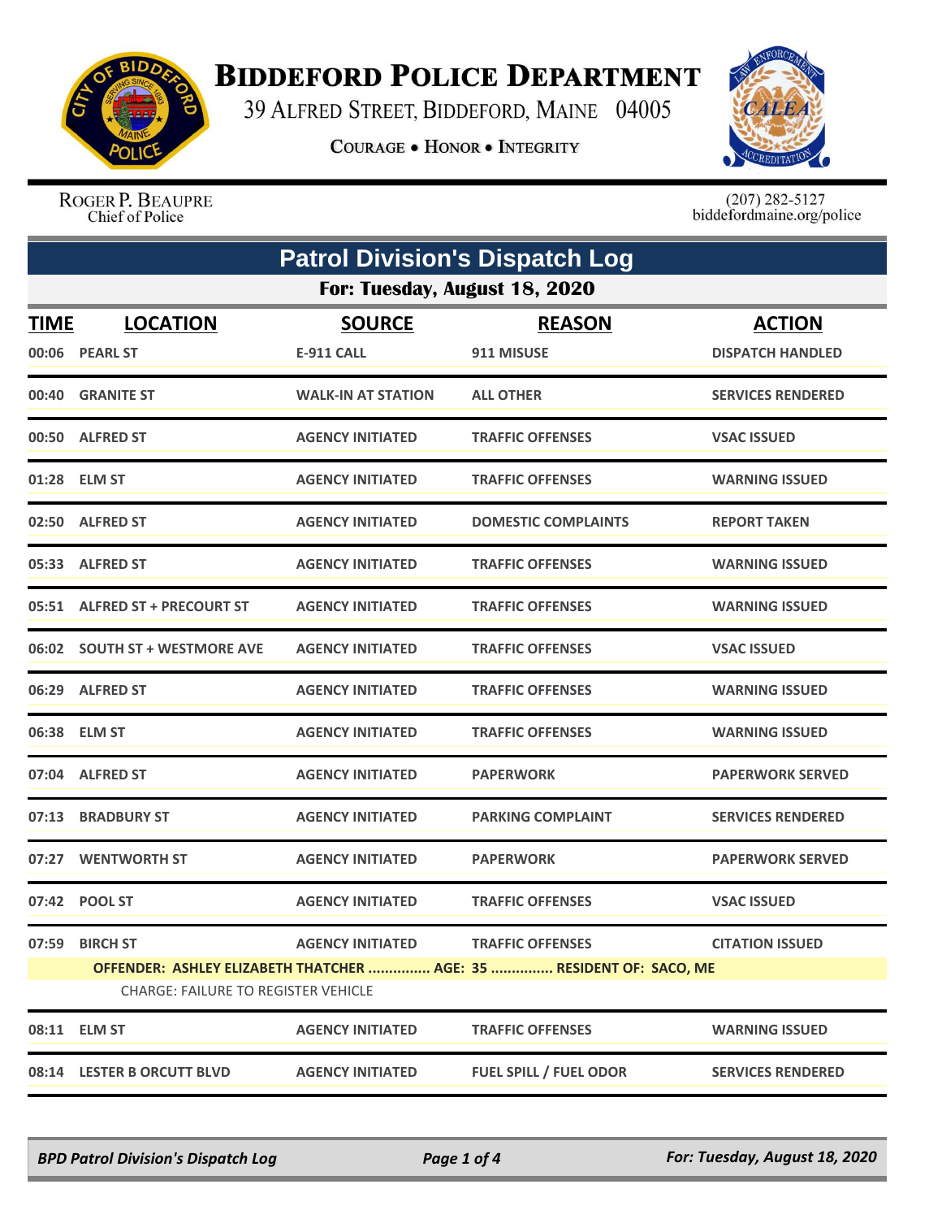# Biddeford Police Department

39 Alfred Street, Biddeford, Maine 04005

Courage • Honor • Integrity

Roger P. Beaupre
Chief of Police

(207) 282-5127
biddefordmaine.org/police

## Patrol Division's Dispatch Log

### For: Tuesday, August 18, 2020

| TIME | LOCATION | SOURCE | REASON | ACTION |
|---|---|---|---|---|
| 00:06 | PEARL ST | E-911 CALL | 911 MISUSE | DISPATCH HANDLED |
| 00:40 | GRANITE ST | WALK-IN AT STATION | ALL OTHER | SERVICES RENDERED |
| 00:50 | ALFRED ST | AGENCY INITIATED | TRAFFIC OFFENSES | VSAC ISSUED |
| 01:28 | ELM ST | AGENCY INITIATED | TRAFFIC OFFENSES | WARNING ISSUED |
| 02:50 | ALFRED ST | AGENCY INITIATED | DOMESTIC COMPLAINTS | REPORT TAKEN |
| 05:33 | ALFRED ST | AGENCY INITIATED | TRAFFIC OFFENSES | WARNING ISSUED |
| 05:51 | ALFRED ST + PRECOURT ST | AGENCY INITIATED | TRAFFIC OFFENSES | WARNING ISSUED |
| 06:02 | SOUTH ST + WESTMORE AVE | AGENCY INITIATED | TRAFFIC OFFENSES | VSAC ISSUED |
| 06:29 | ALFRED ST | AGENCY INITIATED | TRAFFIC OFFENSES | WARNING ISSUED |
| 06:38 | ELM ST | AGENCY INITIATED | TRAFFIC OFFENSES | WARNING ISSUED |
| 07:04 | ALFRED ST | AGENCY INITIATED | PAPERWORK | PAPERWORK SERVED |
| 07:13 | BRADBURY ST | AGENCY INITIATED | PARKING COMPLAINT | SERVICES RENDERED |
| 07:27 | WENTWORTH ST | AGENCY INITIATED | PAPERWORK | PAPERWORK SERVED |
| 07:42 | POOL ST | AGENCY INITIATED | TRAFFIC OFFENSES | VSAC ISSUED |
| 07:59 | BIRCH ST | AGENCY INITIATED | TRAFFIC OFFENSES | CITATION ISSUED |
| | OFFENDER: ASHLEY ELIZABETH THATCHER ............... AGE: 35 ............... RESIDENT OF: SACO, ME<br>CHARGE: FAILURE TO REGISTER VEHICLE | | | |
| 08:11 | ELM ST | AGENCY INITIATED | TRAFFIC OFFENSES | WARNING ISSUED |
| 08:14 | LESTER B ORCUTT BLVD | AGENCY INITIATED | FUEL SPILL / FUEL ODOR | SERVICES RENDERED |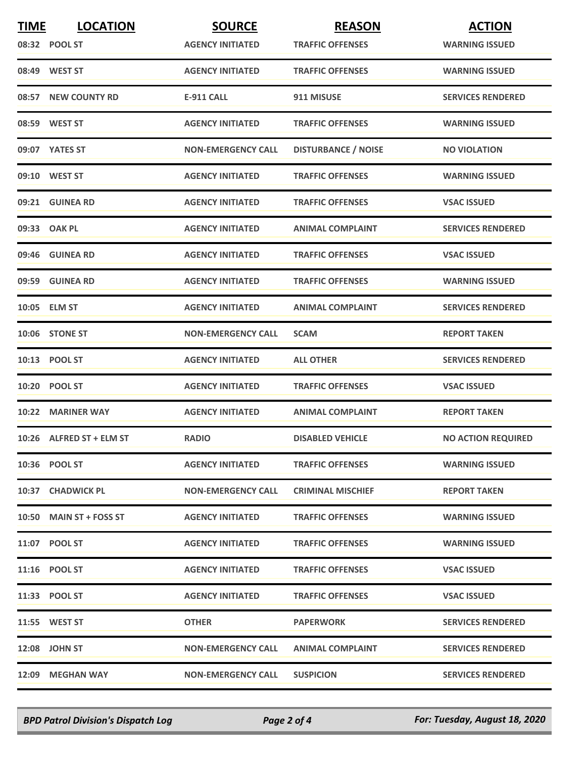| TIME | LOCATION | SOURCE | REASON | ACTION |
|---|---|---|---|---|
| 08:32 | POOL ST | AGENCY INITIATED | TRAFFIC OFFENSES | WARNING ISSUED |
| 08:49 | WEST ST | AGENCY INITIATED | TRAFFIC OFFENSES | WARNING ISSUED |
| 08:57 | NEW COUNTY RD | E-911 CALL | 911 MISUSE | SERVICES RENDERED |
| 08:59 | WEST ST | AGENCY INITIATED | TRAFFIC OFFENSES | WARNING ISSUED |
| 09:07 | YATES ST | NON-EMERGENCY CALL | DISTURBANCE / NOISE | NO VIOLATION |
| 09:10 | WEST ST | AGENCY INITIATED | TRAFFIC OFFENSES | WARNING ISSUED |
| 09:21 | GUINEA RD | AGENCY INITIATED | TRAFFIC OFFENSES | VSAC ISSUED |
| 09:33 | OAK PL | AGENCY INITIATED | ANIMAL COMPLAINT | SERVICES RENDERED |
| 09:46 | GUINEA RD | AGENCY INITIATED | TRAFFIC OFFENSES | VSAC ISSUED |
| 09:59 | GUINEA RD | AGENCY INITIATED | TRAFFIC OFFENSES | WARNING ISSUED |
| 10:05 | ELM ST | AGENCY INITIATED | ANIMAL COMPLAINT | SERVICES RENDERED |
| 10:06 | STONE ST | NON-EMERGENCY CALL | SCAM | REPORT TAKEN |
| 10:13 | POOL ST | AGENCY INITIATED | ALL OTHER | SERVICES RENDERED |
| 10:20 | POOL ST | AGENCY INITIATED | TRAFFIC OFFENSES | VSAC ISSUED |
| 10:22 | MARINER WAY | AGENCY INITIATED | ANIMAL COMPLAINT | REPORT TAKEN |
| 10:26 | ALFRED ST + ELM ST | RADIO | DISABLED VEHICLE | NO ACTION REQUIRED |
| 10:36 | POOL ST | AGENCY INITIATED | TRAFFIC OFFENSES | WARNING ISSUED |
| 10:37 | CHADWICK PL | NON-EMERGENCY CALL | CRIMINAL MISCHIEF | REPORT TAKEN |
| 10:50 | MAIN ST + FOSS ST | AGENCY INITIATED | TRAFFIC OFFENSES | WARNING ISSUED |
| 11:07 | POOL ST | AGENCY INITIATED | TRAFFIC OFFENSES | WARNING ISSUED |
| 11:16 | POOL ST | AGENCY INITIATED | TRAFFIC OFFENSES | VSAC ISSUED |
| 11:33 | POOL ST | AGENCY INITIATED | TRAFFIC OFFENSES | VSAC ISSUED |
| 11:55 | WEST ST | OTHER | PAPERWORK | SERVICES RENDERED |
| 12:08 | JOHN ST | NON-EMERGENCY CALL | ANIMAL COMPLAINT | SERVICES RENDERED |
| 12:09 | MEGHAN WAY | NON-EMERGENCY CALL | SUSPICION | SERVICES RENDERED |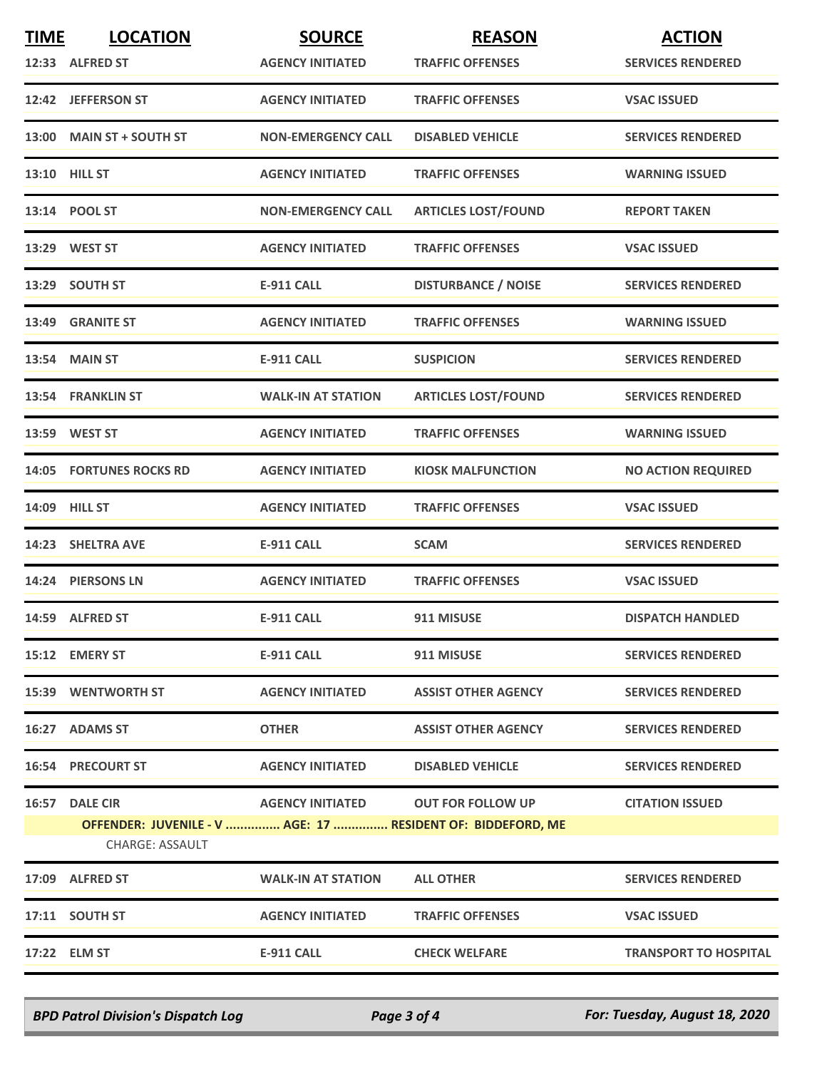| TIME | LOCATION | SOURCE | REASON | ACTION |
|---|---|---|---|---|
| 12:33 | ALFRED ST | AGENCY INITIATED | TRAFFIC OFFENSES | SERVICES RENDERED |
| 12:42 | JEFFERSON ST | AGENCY INITIATED | TRAFFIC OFFENSES | VSAC ISSUED |
| 13:00 | MAIN ST + SOUTH ST | NON-EMERGENCY CALL | DISABLED VEHICLE | SERVICES RENDERED |
| 13:10 | HILL ST | AGENCY INITIATED | TRAFFIC OFFENSES | WARNING ISSUED |
| 13:14 | POOL ST | NON-EMERGENCY CALL | ARTICLES LOST/FOUND | REPORT TAKEN |
| 13:29 | WEST ST | AGENCY INITIATED | TRAFFIC OFFENSES | VSAC ISSUED |
| 13:29 | SOUTH ST | E-911 CALL | DISTURBANCE / NOISE | SERVICES RENDERED |
| 13:49 | GRANITE ST | AGENCY INITIATED | TRAFFIC OFFENSES | WARNING ISSUED |
| 13:54 | MAIN ST | E-911 CALL | SUSPICION | SERVICES RENDERED |
| 13:54 | FRANKLIN ST | WALK-IN AT STATION | ARTICLES LOST/FOUND | SERVICES RENDERED |
| 13:59 | WEST ST | AGENCY INITIATED | TRAFFIC OFFENSES | WARNING ISSUED |
| 14:05 | FORTUNES ROCKS RD | AGENCY INITIATED | KIOSK MALFUNCTION | NO ACTION REQUIRED |
| 14:09 | HILL ST | AGENCY INITIATED | TRAFFIC OFFENSES | VSAC ISSUED |
| 14:23 | SHELTRA AVE | E-911 CALL | SCAM | SERVICES RENDERED |
| 14:24 | PIERSONS LN | AGENCY INITIATED | TRAFFIC OFFENSES | VSAC ISSUED |
| 14:59 | ALFRED ST | E-911 CALL | 911 MISUSE | DISPATCH HANDLED |
| 15:12 | EMERY ST | E-911 CALL | 911 MISUSE | SERVICES RENDERED |
| 15:39 | WENTWORTH ST | AGENCY INITIATED | ASSIST OTHER AGENCY | SERVICES RENDERED |
| 16:27 | ADAMS ST | OTHER | ASSIST OTHER AGENCY | SERVICES RENDERED |
| 16:54 | PRECOURT ST | AGENCY INITIATED | DISABLED VEHICLE | SERVICES RENDERED |
| 16:57 | DALE CIR | AGENCY INITIATED | OUT FOR FOLLOW UP | CITATION ISSUED |
| | OFFENDER: JUVENILE - V ............... AGE: 17 ............... RESIDENT OF: BIDDEFORD, ME | | | |
| | CHARGE: ASSAULT | | | |
| 17:09 | ALFRED ST | WALK-IN AT STATION | ALL OTHER | SERVICES RENDERED |
| 17:11 | SOUTH ST | AGENCY INITIATED | TRAFFIC OFFENSES | VSAC ISSUED |
| 17:22 | ELM ST | E-911 CALL | CHECK WELFARE | TRANSPORT TO HOSPITAL |

*BPD Patrol Division's Dispatch Log* — *For: Tuesday, August 18, 2020*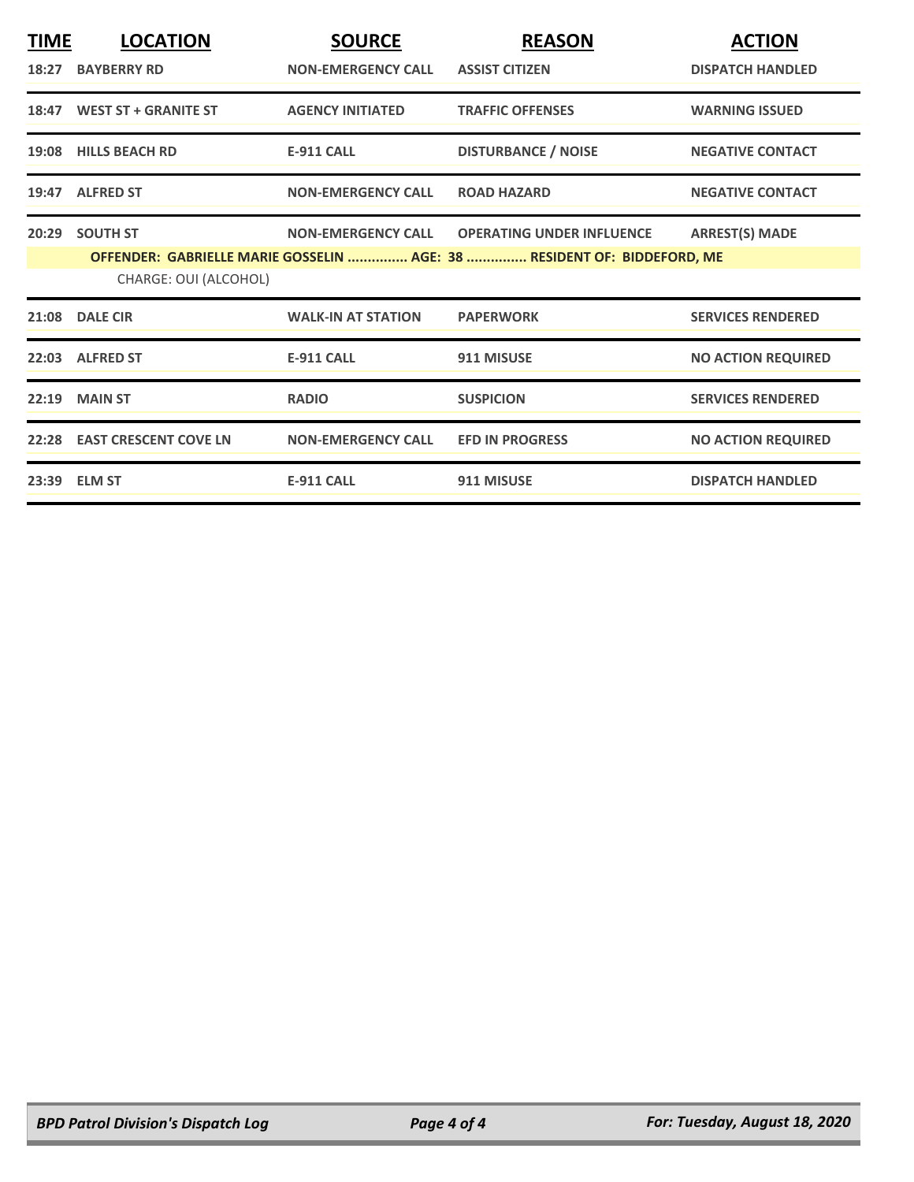| TIME | LOCATION | SOURCE | REASON | ACTION |
|---|---|---|---|---|
| 18:27 | BAYBERRY RD | NON-EMERGENCY CALL | ASSIST CITIZEN | DISPATCH HANDLED |
| 18:47 | WEST ST + GRANITE ST | AGENCY INITIATED | TRAFFIC OFFENSES | WARNING ISSUED |
| 19:08 | HILLS BEACH RD | E-911 CALL | DISTURBANCE / NOISE | NEGATIVE CONTACT |
| 19:47 | ALFRED ST | NON-EMERGENCY CALL | ROAD HAZARD | NEGATIVE CONTACT |
| 20:29 | SOUTH ST | NON-EMERGENCY CALL | OPERATING UNDER INFLUENCE | ARREST(S) MADE |
| | OFFENDER: GABRIELLE MARIE GOSSELIN ............... AGE: 38 ............... RESIDENT OF: BIDDEFORD, ME | | | |
| | CHARGE: OUI (ALCOHOL) | | | |
| 21:08 | DALE CIR | WALK-IN AT STATION | PAPERWORK | SERVICES RENDERED |
| 22:03 | ALFRED ST | E-911 CALL | 911 MISUSE | NO ACTION REQUIRED |
| 22:19 | MAIN ST | RADIO | SUSPICION | SERVICES RENDERED |
| 22:28 | EAST CRESCENT COVE LN | NON-EMERGENCY CALL | EFD IN PROGRESS | NO ACTION REQUIRED |
| 23:39 | ELM ST | E-911 CALL | 911 MISUSE | DISPATCH HANDLED |

*BPD Patrol Division's Dispatch Log* — *For: Tuesday, August 18, 2020*